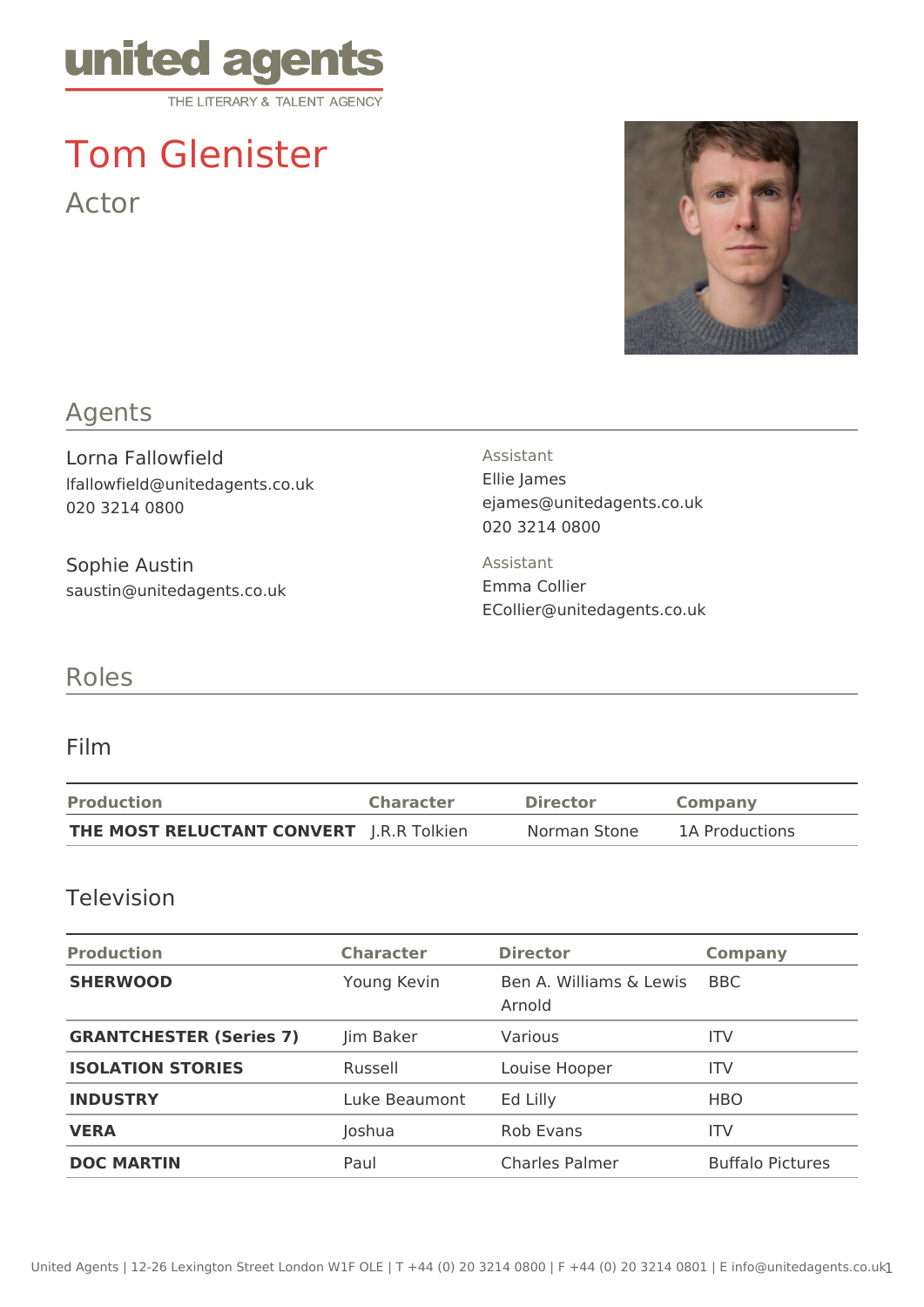united agents
THE LITERARY & TALENT AGENCY

# Tom Glenister

Actor

## Agents

Lorna Fallowfield
lfallowfield@unitedagents.co.uk
020 3214 0800

Assistant
Ellie James
ejames@unitedagents.co.uk
020 3214 0800

Sophie Austin
saustin@unitedagents.co.uk

Assistant
Emma Collier
ECollier@unitedagents.co.uk

## Roles

### Film

| Production | Character | Director | Company |
|---|---|---|---|
| **THE MOST RELUCTANT CONVERT** | J.R.R Tolkien | Norman Stone | 1A Productions |

### Television

| Production | Character | Director | Company |
|---|---|---|---|
| **SHERWOOD** | Young Kevin | Ben A. Williams & Lewis Arnold | BBC |
| **GRANTCHESTER (Series 7)** | Jim Baker | Various | ITV |
| **ISOLATION STORIES** | Russell | Louise Hooper | ITV |
| **INDUSTRY** | Luke Beaumont | Ed Lilly | HBO |
| **VERA** | Joshua | Rob Evans | ITV |
| **DOC MARTIN** | Paul | Charles Palmer | Buffalo Pictures |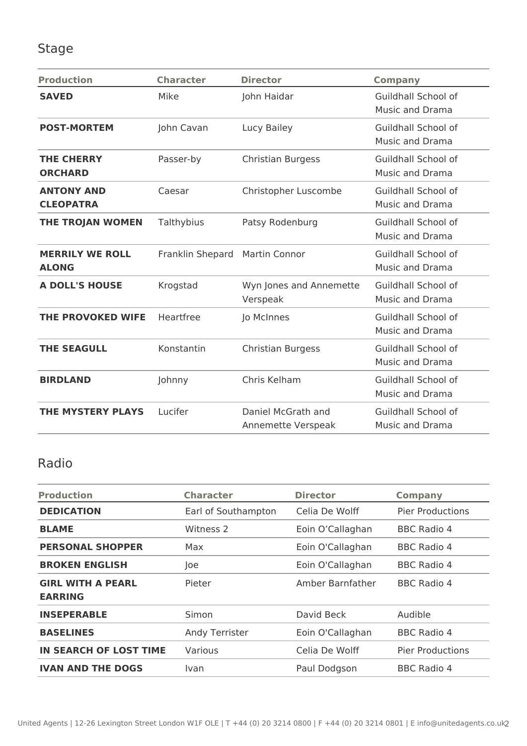## Stage

| Production | Character | Director | Company |
| --- | --- | --- | --- |
| **SAVED** | Mike | John Haidar | Guildhall School of Music and Drama |
| **POST-MORTEM** | John Cavan | Lucy Bailey | Guildhall School of Music and Drama |
| **THE CHERRY ORCHARD** | Passer-by | Christian Burgess | Guildhall School of Music and Drama |
| **ANTONY AND CLEOPATRA** | Caesar | Christopher Luscombe | Guildhall School of Music and Drama |
| **THE TROJAN WOMEN** | Talthybius | Patsy Rodenburg | Guildhall School of Music and Drama |
| **MERRILY WE ROLL ALONG** | Franklin Shepard | Martin Connor | Guildhall School of Music and Drama |
| **A DOLL'S HOUSE** | Krogstad | Wyn Jones and Annemette Verspeak | Guildhall School of Music and Drama |
| **THE PROVOKED WIFE** | Heartfree | Jo McInnes | Guildhall School of Music and Drama |
| **THE SEAGULL** | Konstantin | Christian Burgess | Guildhall School of Music and Drama |
| **BIRDLAND** | Johnny | Chris Kelham | Guildhall School of Music and Drama |
| **THE MYSTERY PLAYS** | Lucifer | Daniel McGrath and Annemette Verspeak | Guildhall School of Music and Drama |

## Radio

| Production | Character | Director | Company |
| --- | --- | --- | --- |
| **DEDICATION** | Earl of Southampton | Celia De Wolff | Pier Productions |
| **BLAME** | Witness 2 | Eoin O’Callaghan | BBC Radio 4 |
| **PERSONAL SHOPPER** | Max | Eoin O'Callaghan | BBC Radio 4 |
| **BROKEN ENGLISH** | Joe | Eoin O'Callaghan | BBC Radio 4 |
| **GIRL WITH A PEARL EARRING** | Pieter | Amber Barnfather | BBC Radio 4 |
| **INSEPERABLE** | Simon | David Beck | Audible |
| **BASELINES** | Andy Terrister | Eoin O'Callaghan | BBC Radio 4 |
| **IN SEARCH OF LOST TIME** | Various | Celia De Wolff | Pier Productions |
| **IVAN AND THE DOGS** | Ivan | Paul Dodgson | BBC Radio 4 |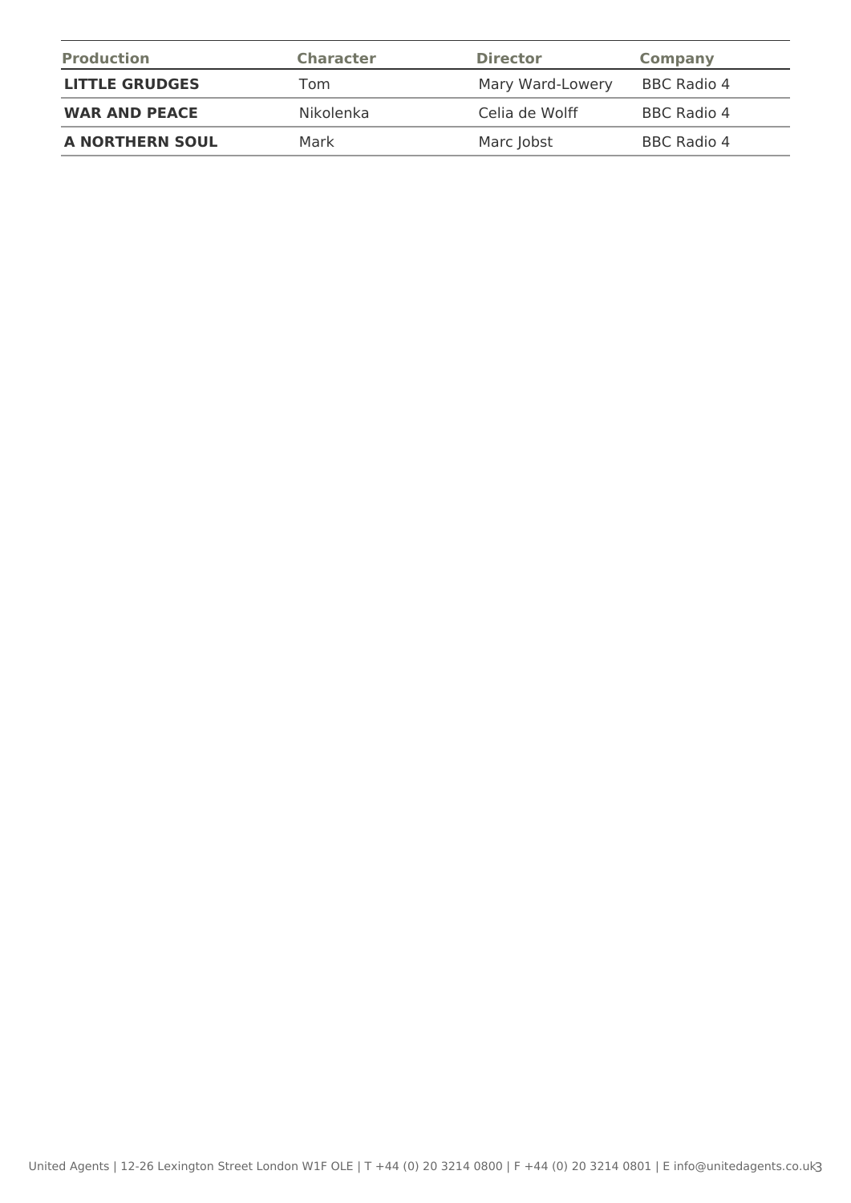| Production | Character | Director | Company |
|---|---|---|---|
| **LITTLE GRUDGES** | Tom | Mary Ward-Lowery | BBC Radio 4 |
| **WAR AND PEACE** | Nikolenka | Celia de Wolff | BBC Radio 4 |
| **A NORTHERN SOUL** | Mark | Marc Jobst | BBC Radio 4 |